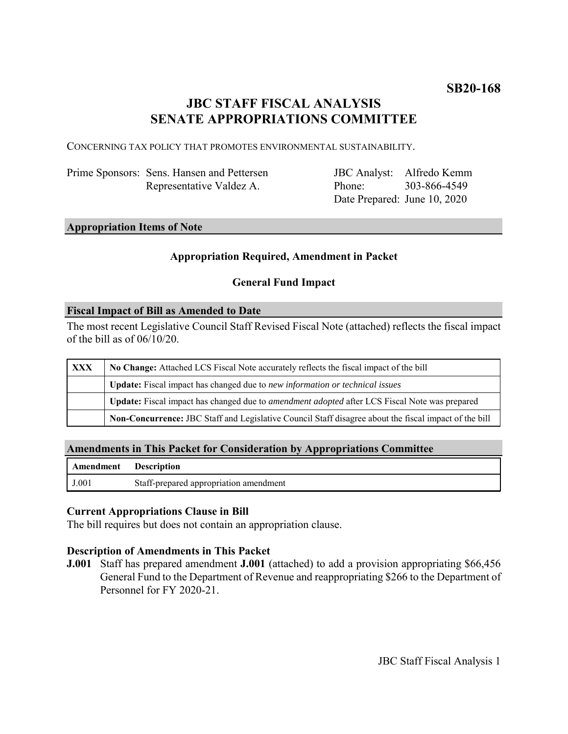**SB20-168**

# JBC STAFF FISCAL ANALYSIS
# SENATE APPROPRIATIONS COMMITTEE

CONCERNING TAX POLICY THAT PROMOTES ENVIRONMENTAL SUSTAINABILITY.

| | | | |
|---|---|---|---|
| Prime Sponsors: | Sens. Hansen and Pettersen<br>Representative Valdez A. | JBC Analyst:<br>Phone:<br>Date Prepared: | Alfredo Kemm<br>303-866-4549<br>June 10, 2020 |

## Appropriation Items of Note

**Appropriation Required, Amendment in Packet**

**General Fund Impact**

## Fiscal Impact of Bill as Amended to Date

The most recent Legislative Council Staff Revised Fiscal Note (attached) reflects the fiscal impact of the bill as of 06/10/20.

| | |
|---|---|
| **XXX** | **No Change:** Attached LCS Fiscal Note accurately reflects the fiscal impact of the bill |
| | **Update:** Fiscal impact has changed due to *new information or technical issues* |
| | **Update:** Fiscal impact has changed due to *amendment adopted* after LCS Fiscal Note was prepared |
| | **Non-Concurrence:** JBC Staff and Legislative Council Staff disagree about the fiscal impact of the bill |

## Amendments in This Packet for Consideration by Appropriations Committee

| Amendment | Description |
|---|---|
| J.001 | Staff-prepared appropriation amendment |

### Current Appropriations Clause in Bill

The bill requires but does not contain an appropriation clause.

### Description of Amendments in This Packet

**J.001** Staff has prepared amendment **J.001** (attached) to add a provision appropriating $66,456 General Fund to the Department of Revenue and reappropriating $266 to the Department of Personnel for FY 2020-21.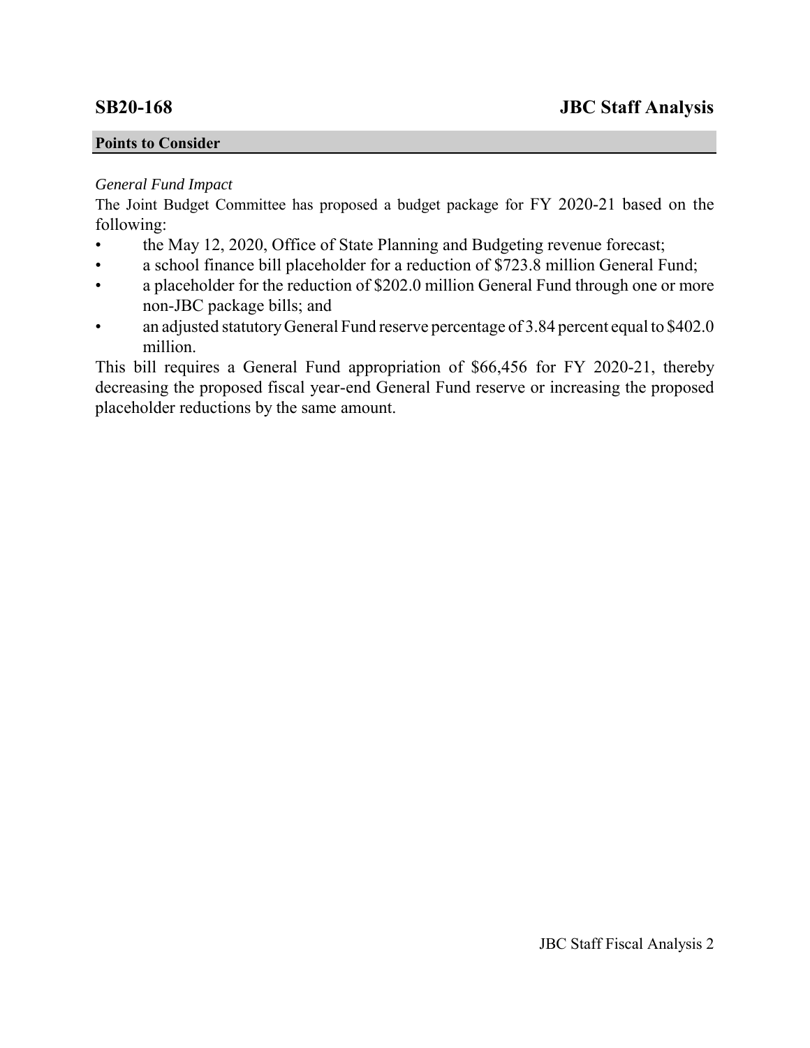## Points to Consider

*General Fund Impact*

The Joint Budget Committee has proposed a budget package for FY 2020-21 based on the following:

- the May 12, 2020, Office of State Planning and Budgeting revenue forecast;
- a school finance bill placeholder for a reduction of $723.8 million General Fund;
- a placeholder for the reduction of $202.0 million General Fund through one or more non-JBC package bills; and
- an adjusted statutory General Fund reserve percentage of 3.84 percent equal to $402.0 million.

This bill requires a General Fund appropriation of $66,456 for FY 2020-21, thereby decreasing the proposed fiscal year-end General Fund reserve or increasing the proposed placeholder reductions by the same amount.